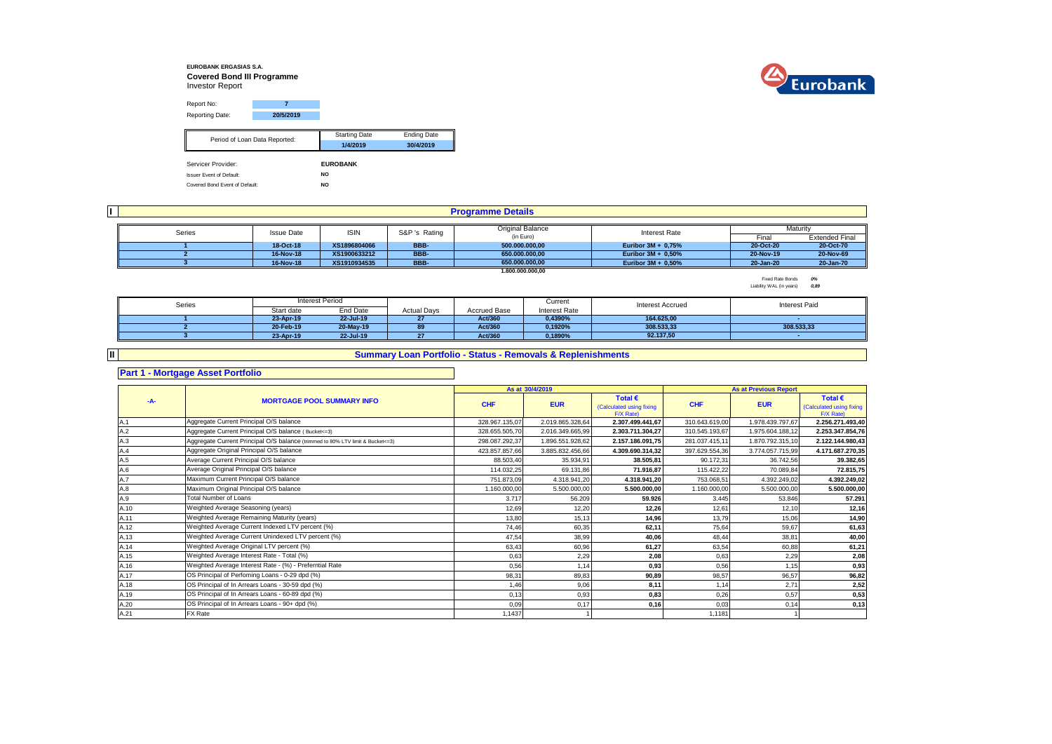**EUROBANK ERGASIAS S.A.**

**Covered Bond III Programme**

Investor Report

| Report No: | 7 |
|---|---|
| Reporting Date: | 20/5/2019 |

| Period of Loan Data Reported: | Starting Date | Ending Date |
|---|---|---|
| | 1/4/2019 | 30/4/2019 |

| | |
|---|---|
| Servicer Provider: | EUROBANK |
| Issuer Event of Default: | NO |
| Covered Bond Event of Default: | NO |

## I Programme Details

| Series | Issue Date | ISIN | S&P 's Rating | Original Balance (in Euro) | Interest Rate | Maturity Final | Maturity Extended Final |
|---|---|---|---|---|---|---|---|
| 1 | 18-Oct-18 | XS1896804066 | BBB- | 500.000.000,00 | Euribor 3M + 0,75% | 20-Oct-20 | 20-Oct-70 |
| 2 | 16-Nov-18 | XS1900633212 | BBB- | 650.000.000,00 | Euribor 3M + 0,50% | 20-Nov-19 | 20-Nov-69 |
| 3 | 16-Nov-18 | XS1910934535 | BBB- | 650.000.000,00 | Euribor 3M + 0,50% | 20-Jan-20 | 20-Jan-70 |
| | | | | 1.800.000.000,00 | | | |

Fixed Rate Bonds: 0%

Liability WAL (in years): 0,89

| Series | Interest Period Start date | Interest Period End Date | Actual Days | Accrued Base | Current Interest Rate | Interest Accrued | Interest Paid |
|---|---|---|---|---|---|---|---|
| 1 | 23-Apr-19 | 22-Jul-19 | 27 | Act/360 | 0,4390% | 164.625,00 | - |
| 2 | 20-Feb-19 | 20-May-19 | 89 | Act/360 | 0,1920% | 308.533,33 | 308.533,33 |
| 3 | 23-Apr-19 | 22-Jul-19 | 27 | Act/360 | 0,1890% | 92.137,50 | - |

## II Summary Loan Portfolio - Status - Removals & Replenishments

### Part 1 - Mortgage Asset Portfolio

| -A- | MORTGAGE POOL SUMMARY INFO | As at 30/4/2019 CHF | As at 30/4/2019 EUR | As at 30/4/2019 Total € (Calculated using fixing F/X Rate) | As at Previous Report CHF | As at Previous Report EUR | As at Previous Report Total € (Calculated using fixing F/X Rate) |
|---|---|---|---|---|---|---|---|
| A.1 | Aggregate Current Principal O/S balance | 328.967.135,07 | 2.019.865.328,64 | 2.307.499.441,67 | 310.643.619,00 | 1.978.439.797,67 | 2.256.271.493,40 |
| A.2 | Aggregate Current Principal O/S balance ( Bucket<=3) | 328.655.505,70 | 2.016.349.665,99 | 2.303.711.304,27 | 310.545.193,67 | 1.975.604.188,12 | 2.253.347.854,76 |
| A.3 | Aggregate Current Principal O/S balance (trimmed to 80% LTV limit & Bucket<=3) | 298.087.292,37 | 1.896.551.928,62 | 2.157.186.091,75 | 281.037.415,11 | 1.870.792.315,10 | 2.122.144.980,43 |
| A.4 | Aggregate Original Principal O/S balance | 423.857.857,66 | 3.885.832.456,66 | 4.309.690.314,32 | 397.629.554,36 | 3.774.057.715,99 | 4.171.687.270,35 |
| A.5 | Average Current Principal O/S balance | 88.503,40 | 35.934,91 | 38.505,81 | 90.172,31 | 36.742,56 | 39.382,65 |
| A.6 | Average Original Principal O/S balance | 114.032,25 | 69.131,86 | 71.916,87 | 115.422,22 | 70.089,84 | 72.815,75 |
| A.7 | Maximum Current Principal O/S balance | 751.873,09 | 4.318.941,20 | 4.318.941,20 | 753.068,51 | 4.392.249,02 | 4.392.249,02 |
| A.8 | Maximum Original Principal O/S balance | 1.160.000,00 | 5.500.000,00 | 5.500.000,00 | 1.160.000,00 | 5.500.000,00 | 5.500.000,00 |
| A.9 | Total Number of Loans | 3.717 | 56.209 | 59.926 | 3.445 | 53.846 | 57.291 |
| A.10 | Weighted Average Seasoning (years) | 12,69 | 12,20 | 12,26 | 12,61 | 12,10 | 12,16 |
| A.11 | Weighted Average Remaining Maturity (years) | 13,80 | 15,13 | 14,96 | 13,79 | 15,06 | 14,90 |
| A.12 | Weighted Average Current Indexed LTV percent (%) | 74,46 | 60,35 | 62,11 | 75,64 | 59,67 | 61,63 |
| A.13 | Weighted Average Current Unindexed LTV percent (%) | 47,54 | 38,99 | 40,06 | 48,44 | 38,81 | 40,00 |
| A.14 | Weighted Average Original LTV percent (%) | 63,43 | 60,96 | 61,27 | 63,54 | 60,88 | 61,21 |
| A.15 | Weighted Average Interest Rate - Total (%) | 0,63 | 2,29 | 2,08 | 0,63 | 2,29 | 2,08 |
| A.16 | Weighted Average Interest Rate - (%) - Preferntial Rate | 0,56 | 1,14 | 0,93 | 0,56 | 1,15 | 0,93 |
| A.17 | OS Principal of Perfoming Loans - 0-29 dpd (%) | 98,31 | 89,83 | 90,89 | 98,57 | 96,57 | 96,82 |
| A.18 | OS Principal of In Arrears Loans - 30-59 dpd (%) | 1,46 | 9,06 | 8,11 | 1,14 | 2,71 | 2,52 |
| A.19 | OS Principal of In Arrears Loans - 60-89 dpd (%) | 0,13 | 0,93 | 0,83 | 0,26 | 0,57 | 0,53 |
| A.20 | OS Principal of In Arrears Loans - 90+ dpd (%) | 0,09 | 0,17 | 0,16 | 0,03 | 0,14 | 0,13 |
| A.21 | FX Rate | 1,1437 | 1 | | 1,1181 | 1 | |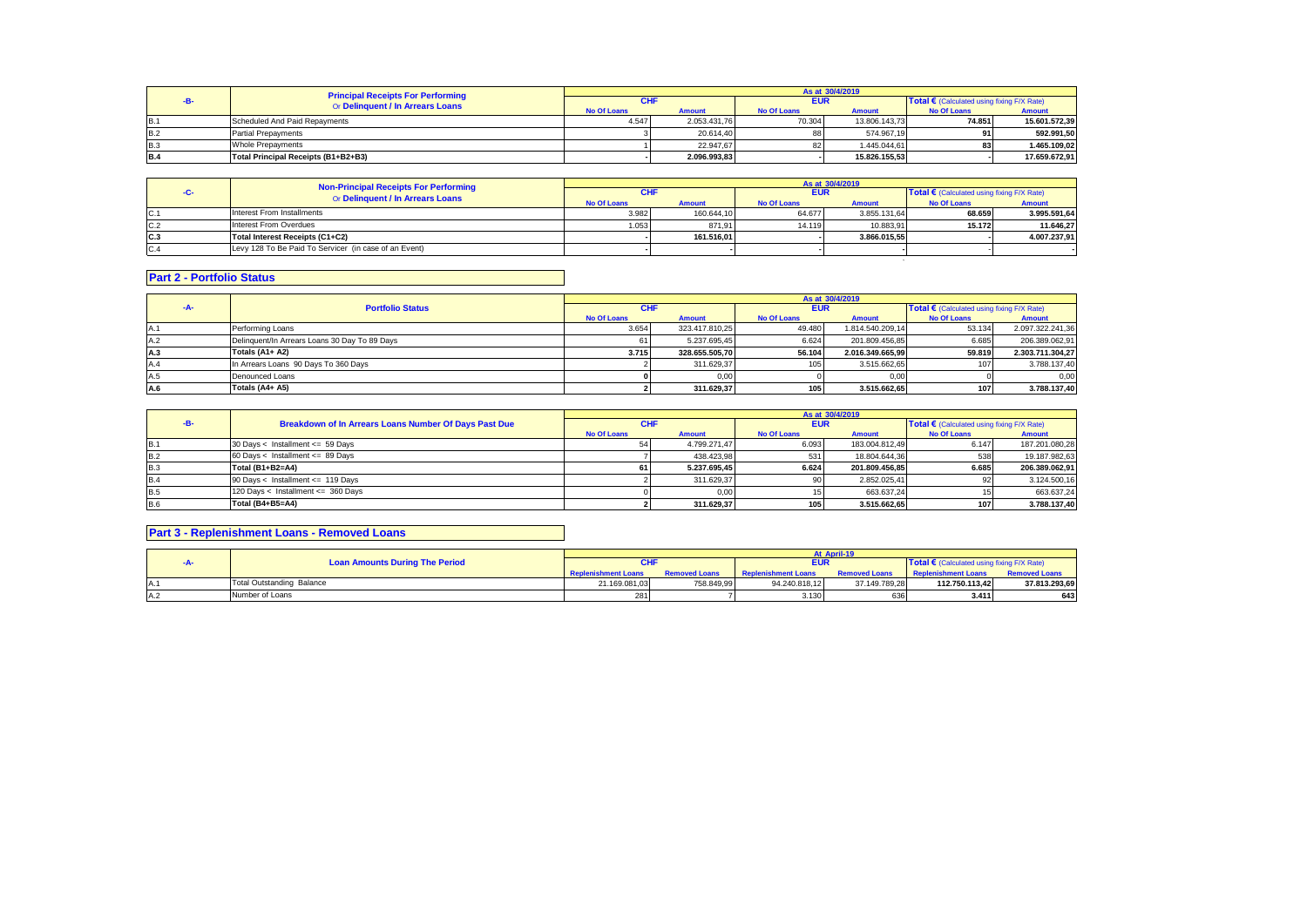| -B- | Principal Receipts For Performing Or Delinquent / In Arrears Loans | As at 30/4/2019 | | | | | |
|---|---|---|---|---|---|---|---|
| | | CHF | | EUR | | Total € (Calculated using fixing F/X Rate) | |
| | | No Of Loans | Amount | No Of Loans | Amount | No Of Loans | Amount |
| B.1 | Scheduled And Paid Repayments | 4.547 | 2.053.431,76 | 70.304 | 13.806.143,73 | 74.851 | 15.601.572,39 |
| B.2 | Partial Prepayments | 3 | 20.614,40 | 88 | 574.967,19 | 91 | 592.991,50 |
| B.3 | Whole Prepayments | 1 | 22.947,67 | 82 | 1.445.044,61 | 83 | 1.465.109,02 |
| B.4 | Total Principal Receipts (B1+B2+B3) | - | 2.096.993,83 | - | 15.826.155,53 | - | 17.659.672,91 |

| -C- | Non-Principal Receipts For Performing Or Delinquent / In Arrears Loans | As at 30/4/2019 | | | | | |
|---|---|---|---|---|---|---|---|
| | | CHF | | EUR | | Total € (Calculated using fixing F/X Rate) | |
| | | No Of Loans | Amount | No Of Loans | Amount | No Of Loans | Amount |
| C.1 | Interest From Installments | 3.982 | 160.644,10 | 64.677 | 3.855.131,64 | 68.659 | 3.995.591,64 |
| C.2 | Interest From Overdues | 1.053 | 871,91 | 14.119 | 10.883,91 | 15.172 | 11.646,27 |
| C.3 | Total Interest Receipts (C1+C2) | - | 161.516,01 | - | 3.866.015,55 | - | 4.007.237,91 |
| C.4 | Levy 128 To Be Paid To Servicer (in case of an Event) | - | - | - | - | - | - |

## Part 2 - Portfolio Status

| -A- | Portfolio Status | As at 30/4/2019 | | | | | |
|---|---|---|---|---|---|---|---|
| | | CHF | | EUR | | Total € (Calculated using fixing F/X Rate) | |
| | | No Of Loans | Amount | No Of Loans | Amount | No Of Loans | Amount |
| A.1 | Performing Loans | 3.654 | 323.417.810,25 | 49.480 | 1.814.540.209,14 | 53.134 | 2.097.322.241,36 |
| A.2 | Delinquent/In Arrears Loans 30 Day To 89 Days | 61 | 5.237.695,45 | 6.624 | 201.809.456,85 | 6.685 | 206.389.062,91 |
| A.3 | Totals (A1+ A2) | 3.715 | 328.655.505,70 | 56.104 | 2.016.349.665,99 | 59.819 | 2.303.711.304,27 |
| A.4 | In Arrears Loans 90 Days To 360 Days | 2 | 311.629,37 | 105 | 3.515.662,65 | 107 | 3.788.137,40 |
| A.5 | Denounced Loans | 0 | 0,00 | 0 | 0,00 | 0 | 0,00 |
| A.6 | Totals (A4+ A5) | 2 | 311.629,37 | 105 | 3.515.662,65 | 107 | 3.788.137,40 |

| -B- | Breakdown of In Arrears Loans Number Of Days Past Due | As at 30/4/2019 | | | | | |
|---|---|---|---|---|---|---|---|
| | | CHF | | EUR | | Total € (Calculated using fixing F/X Rate) | |
| | | No Of Loans | Amount | No Of Loans | Amount | No Of Loans | Amount |
| B.1 | 30 Days < Installment <= 59 Days | 54 | 4.799.271,47 | 6.093 | 183.004.812,49 | 6.147 | 187.201.080,28 |
| B.2 | 60 Days < Installment <= 89 Days | 7 | 438.423,98 | 531 | 18.804.644,36 | 538 | 19.187.982,63 |
| B.3 | Total (B1+B2=A4) | 61 | 5.237.695,45 | 6.624 | 201.809.456,85 | 6.685 | 206.389.062,91 |
| B.4 | 90 Days < Installment <= 119 Days | 2 | 311.629,37 | 90 | 2.852.025,41 | 92 | 3.124.500,16 |
| B.5 | 120 Days < Installment <= 360 Days | 0 | 0,00 | 15 | 663.637,24 | 15 | 663.637,24 |
| B.6 | Total (B4+B5=A4) | 2 | 311.629,37 | 105 | 3.515.662,65 | 107 | 3.788.137,40 |

## Part 3 - Replenishment Loans - Removed Loans

| -A- | Loan Amounts During The Period | At April-19 | | | | | |
|---|---|---|---|---|---|---|---|
| | | CHF | | EUR | | Total € (Calculated using fixing F/X Rate) | |
| | | Replenishment Loans | Removed Loans | Replenishment Loans | Removed Loans | Replenishment Loans | Removed Loans |
| A.1 | Total Outstanding Balance | 21.169.081,03 | 758.849,99 | 94.240.818,12 | 37.149.789,28 | 112.750.113,42 | 37.813.293,69 |
| A.2 | Number of Loans | 281 | 7 | 3.130 | 636 | 3.411 | 643 |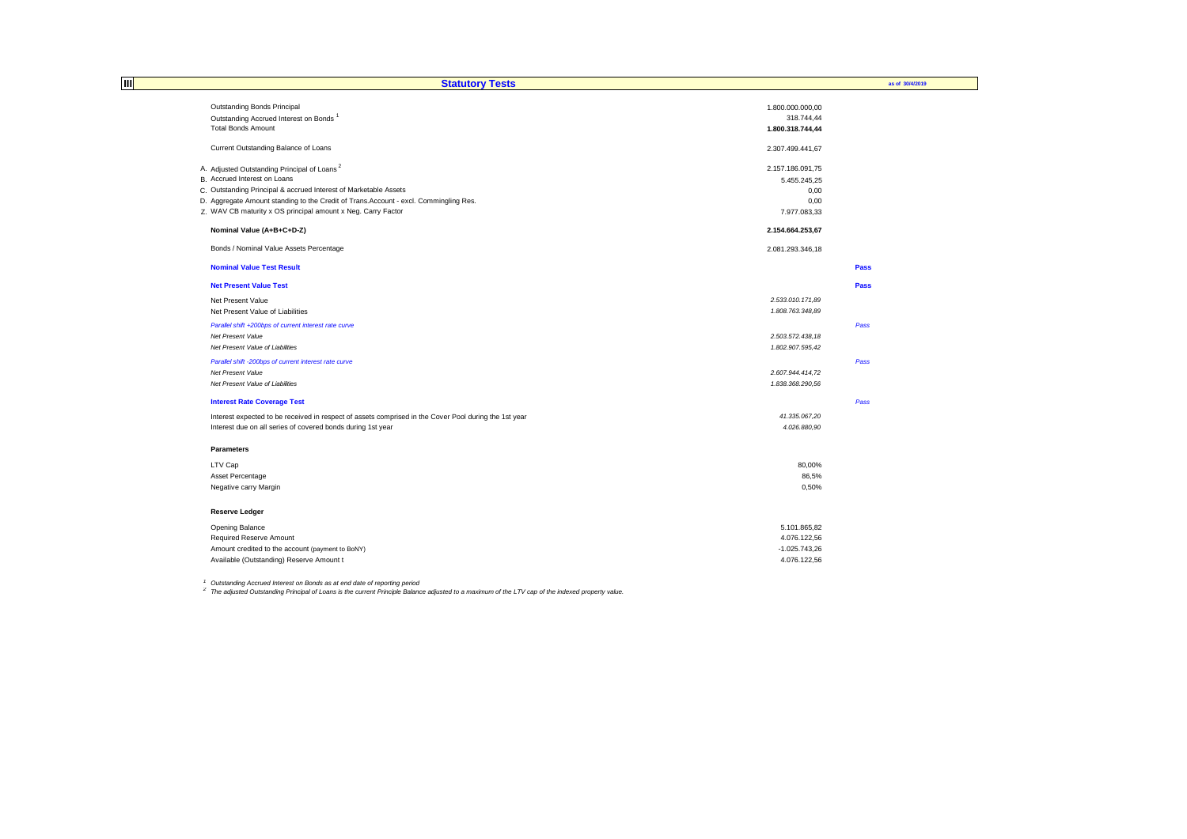## III Statutory Tests

as of 30/4/2019

| | | |
|---|---|---|
| Outstanding Bonds Principal | 1.800.000.000,00 | |
| Outstanding Accrued Interest on Bonds [1] | 318.744,44 | |
| **Total Bonds Amount** | **1.800.318.744,44** | |
| | | |
| Current Outstanding Balance of Loans | 2.307.499.441,67 | |
| | | |
| A. Adjusted Outstanding Principal of Loans [2] | 2.157.186.091,75 | |
| B. Accrued Interest on Loans | 5.455.245,25 | |
| C. Outstanding Principal & accrued Interest of Marketable Assets | 0,00 | |
| D. Aggregate Amount standing to the Credit of Trans.Account - excl. Commingling Res. | 0,00 | |
| Z. WAV CB maturity x OS principal amount x Neg. Carry Factor | 7.977.083,33 | |
| | | |
| **Nominal Value (A+B+C+D-Z)** | **2.154.664.253,67** | |
| | | |
| Bonds / Nominal Value Assets Percentage | 2.081.293.346,18 | |
| | | |
| **Nominal Value Test Result** | | **Pass** |
| | | |
| **Net Present Value Test** | | **Pass** |
| Net Present Value | *2.533.010.171,89* | |
| Net Present Value of Liabilities | *1.808.763.348,89* | |
| *Parallel shift +200bps of current interest rate curve* | | *Pass* |
| *Net Present Value* | *2.503.572.438,18* | |
| *Net Present Value of Liabilities* | *1.802.907.595,42* | |
| *Parallel shift -200bps of current interest rate curve* | | *Pass* |
| *Net Present Value* | *2.607.944.414,72* | |
| *Net Present Value of Liabilities* | *1.838.368.290,56* | |
| | | |
| **Interest Rate Coverage Test** | | *Pass* |
| Interest expected to be received in respect of assets comprised in the Cover Pool during the 1st year | *41.335.067,20* | |
| Interest due on all series of covered bonds during 1st year | *4.026.880,90* | |

**Parameters**

| | |
|---|---|
| LTV Cap | 80,00% |
| Asset Percentage | 86,5% |
| Negative carry Margin | 0,50% |

**Reserve Ledger**

| | |
|---|---|
| Opening Balance | 5.101.865,82 |
| Required Reserve Amount | 4.076.122,56 |
| Amount credited to the account (payment to BoNY) | -1.025.743,26 |
| Available (Outstanding) Reserve Amount t | 4.076.122,56 |

[1] *Outstanding Accrued Interest on Bonds as at end date of reporting period*

[2] *The adjusted Outstanding Principal of Loans is the current Principle Balance adjusted to a maximum of the LTV cap of the indexed property value.*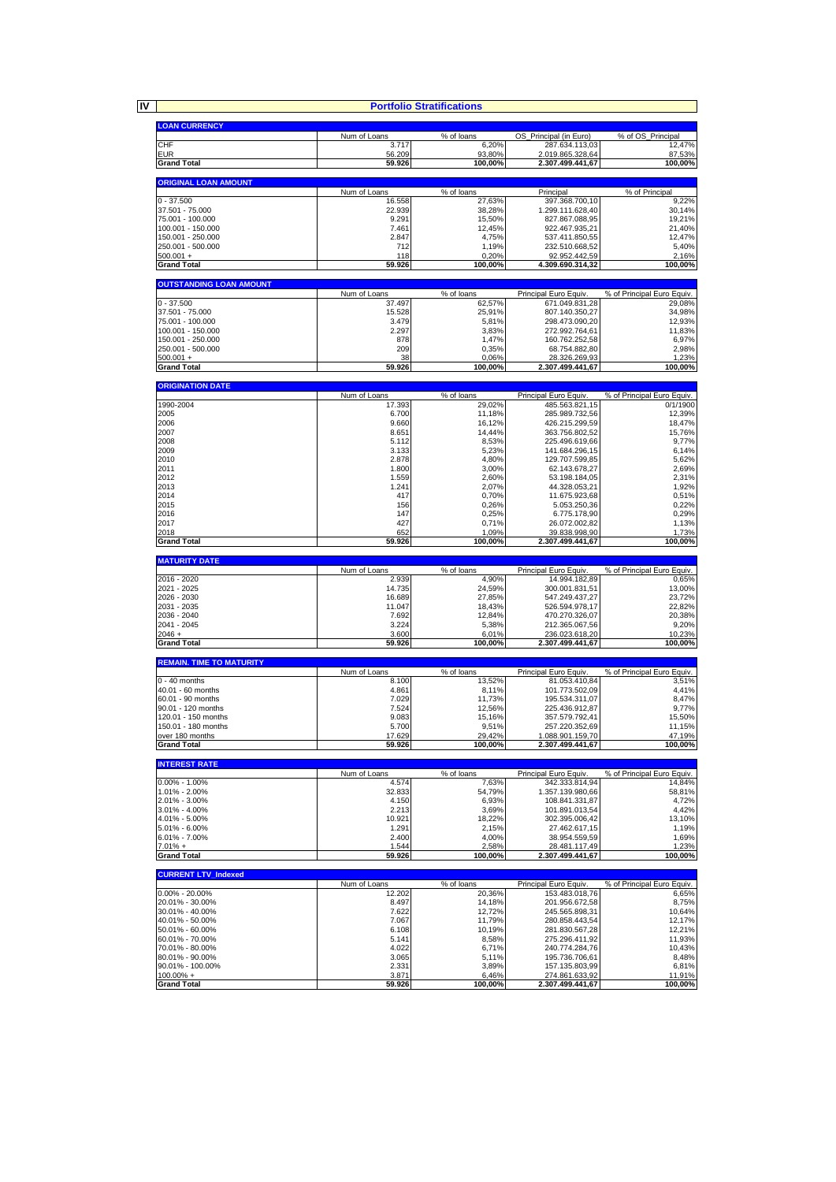**IV**

## Portfolio Stratifications

### LOAN CURRENCY

| | Num of Loans | % of loans | OS_Principal (in Euro) | % of OS_Principal |
|---|---|---|---|---|
| CHF | 3.717 | 6,20% | 287.634.113,03 | 12,47% |
| EUR | 56.209 | 93,80% | 2.019.865.328,64 | 87,53% |
| **Grand Total** | **59.926** | **100,00%** | **2.307.499.441,67** | **100,00%** |

### ORIGINAL LOAN AMOUNT

| | Num of Loans | % of loans | Principal | % of Principal |
|---|---|---|---|---|
| 0 - 37.500 | 16.558 | 27,63% | 397.368.700,10 | 9,22% |
| 37.501 - 75.000 | 22.939 | 38,28% | 1.299.111.628,40 | 30,14% |
| 75.001 - 100.000 | 9.291 | 15,50% | 827.867.088,95 | 19,21% |
| 100.001 - 150.000 | 7.461 | 12,45% | 922.467.935,21 | 21,40% |
| 150.001 - 250.000 | 2.847 | 4,75% | 537.411.850,55 | 12,47% |
| 250.001 - 500.000 | 712 | 1,19% | 232.510.668,52 | 5,40% |
| 500.001 + | 118 | 0,20% | 92.952.442,59 | 2,16% |
| **Grand Total** | **59.926** | **100,00%** | **4.309.690.314,32** | **100,00%** |

### OUTSTANDING LOAN AMOUNT

| | Num of Loans | % of loans | Principal Euro Equiv. | % of Principal Euro Equiv. |
|---|---|---|---|---|
| 0 - 37.500 | 37.497 | 62,57% | 671.049.831,28 | 29,08% |
| 37.501 - 75.000 | 15.528 | 25,91% | 807.140.350,27 | 34,98% |
| 75.001 - 100.000 | 3.479 | 5,81% | 298.473.090,20 | 12,93% |
| 100.001 - 150.000 | 2.297 | 3,83% | 272.992.764,61 | 11,83% |
| 150.001 - 250.000 | 878 | 1,47% | 160.762.252,58 | 6,97% |
| 250.001 - 500.000 | 209 | 0,35% | 68.754.882,80 | 2,98% |
| 500.001 + | 38 | 0,06% | 28.326.269,93 | 1,23% |
| **Grand Total** | **59.926** | **100,00%** | **2.307.499.441,67** | **100,00%** |

### ORIGINATION DATE

| | Num of Loans | % of loans | Principal Euro Equiv. | % of Principal Euro Equiv. |
|---|---|---|---|---|
| 1990-2004 | 17.393 | 29,02% | 485.563.821,15 | 0/1/1900 |
| 2005 | 6.700 | 11,18% | 285.989.732,56 | 12,39% |
| 2006 | 9.660 | 16,12% | 426.215.299,59 | 18,47% |
| 2007 | 8.651 | 14,44% | 363.756.802,52 | 15,76% |
| 2008 | 5.112 | 8,53% | 225.496.619,66 | 9,77% |
| 2009 | 3.133 | 5,23% | 141.684.296,15 | 6,14% |
| 2010 | 2.878 | 4,80% | 129.707.599,85 | 5,62% |
| 2011 | 1.800 | 3,00% | 62.143.678,27 | 2,69% |
| 2012 | 1.559 | 2,60% | 53.198.184,05 | 2,31% |
| 2013 | 1.241 | 2,07% | 44.328.053,21 | 1,92% |
| 2014 | 417 | 0,70% | 11.675.923,68 | 0,51% |
| 2015 | 156 | 0,26% | 5.053.250,36 | 0,22% |
| 2016 | 147 | 0,25% | 6.775.178,90 | 0,29% |
| 2017 | 427 | 0,71% | 26.072.002,82 | 1,13% |
| 2018 | 652 | 1,09% | 39.838.998,90 | 1,73% |
| **Grand Total** | **59.926** | **100,00%** | **2.307.499.441,67** | **100,00%** |

### MATURITY DATE

| | Num of Loans | % of loans | Principal Euro Equiv. | % of Principal Euro Equiv. |
|---|---|---|---|---|
| 2016 - 2020 | 2.939 | 4,90% | 14.994.182,89 | 0,65% |
| 2021 - 2025 | 14.735 | 24,59% | 300.001.831,51 | 13,00% |
| 2026 - 2030 | 16.689 | 27,85% | 547.249.437,27 | 23,72% |
| 2031 - 2035 | 11.047 | 18,43% | 526.594.978,17 | 22,82% |
| 2036 - 2040 | 7.692 | 12,84% | 470.270.326,07 | 20,38% |
| 2041 - 2045 | 3.224 | 5,38% | 212.365.067,56 | 9,20% |
| 2046 + | 3.600 | 6,01% | 236.023.618,20 | 10,23% |
| **Grand Total** | **59.926** | **100,00%** | **2.307.499.441,67** | **100,00%** |

### REMAIN. TIME TO MATURITY

| | Num of Loans | % of loans | Principal Euro Equiv. | % of Principal Euro Equiv. |
|---|---|---|---|---|
| 0 - 40 months | 8.100 | 13,52% | 81.053.410,84 | 3,51% |
| 40.01 - 60 months | 4.861 | 8,11% | 101.773.502,09 | 4,41% |
| 60.01 - 90 months | 7.029 | 11,73% | 195.534.311,07 | 8,47% |
| 90.01 - 120 months | 7.524 | 12,56% | 225.436.912,87 | 9,77% |
| 120.01 - 150 months | 9.083 | 15,16% | 357.579.792,41 | 15,50% |
| 150.01 - 180 months | 5.700 | 9,51% | 257.220.352,69 | 11,15% |
| over 180 months | 17.629 | 29,42% | 1.088.901.159,70 | 47,19% |
| **Grand Total** | **59.926** | **100,00%** | **2.307.499.441,67** | **100,00%** |

### INTEREST RATE

| | Num of Loans | % of loans | Principal Euro Equiv. | % of Principal Euro Equiv. |
|---|---|---|---|---|
| 0.00% - 1.00% | 4.574 | 7,63% | 342.333.814,94 | 14,84% |
| 1.01% - 2.00% | 32.833 | 54,79% | 1.357.139.980,66 | 58,81% |
| 2.01% - 3.00% | 4.150 | 6,93% | 108.841.331,87 | 4,72% |
| 3.01% - 4.00% | 2.213 | 3,69% | 101.891.013,54 | 4,42% |
| 4.01% - 5.00% | 10.921 | 18,22% | 302.395.006,42 | 13,10% |
| 5.01% - 6.00% | 1.291 | 2,15% | 27.462.617,15 | 1,19% |
| 6.01% - 7.00% | 2.400 | 4,00% | 38.954.559,59 | 1,69% |
| 7.01% + | 1.544 | 2,58% | 28.481.117,49 | 1,23% |
| **Grand Total** | **59.926** | **100,00%** | **2.307.499.441,67** | **100,00%** |

### CURRENT LTV_Indexed

| | Num of Loans | % of loans | Principal Euro Equiv. | % of Principal Euro Equiv. |
|---|---|---|---|---|
| 0.00% - 20.00% | 12.202 | 20,36% | 153.483.018,76 | 6,65% |
| 20.01% - 30.00% | 8.497 | 14,18% | 201.956.672,58 | 8,75% |
| 30.01% - 40.00% | 7.622 | 12,72% | 245.565.898,31 | 10,64% |
| 40.01% - 50.00% | 7.067 | 11,79% | 280.858.443,54 | 12,17% |
| 50.01% - 60.00% | 6.108 | 10,19% | 281.830.567,28 | 12,21% |
| 60.01% - 70.00% | 5.141 | 8,58% | 275.296.411,92 | 11,93% |
| 70.01% - 80.00% | 4.022 | 6,71% | 240.774.284,76 | 10,43% |
| 80.01% - 90.00% | 3.065 | 5,11% | 195.736.706,61 | 8,48% |
| 90.01% - 100.00% | 2.331 | 3,89% | 157.135.803,99 | 6,81% |
| 100.00% + | 3.871 | 6,46% | 274.861.633,92 | 11,91% |
| **Grand Total** | **59.926** | **100,00%** | **2.307.499.441,67** | **100,00%** |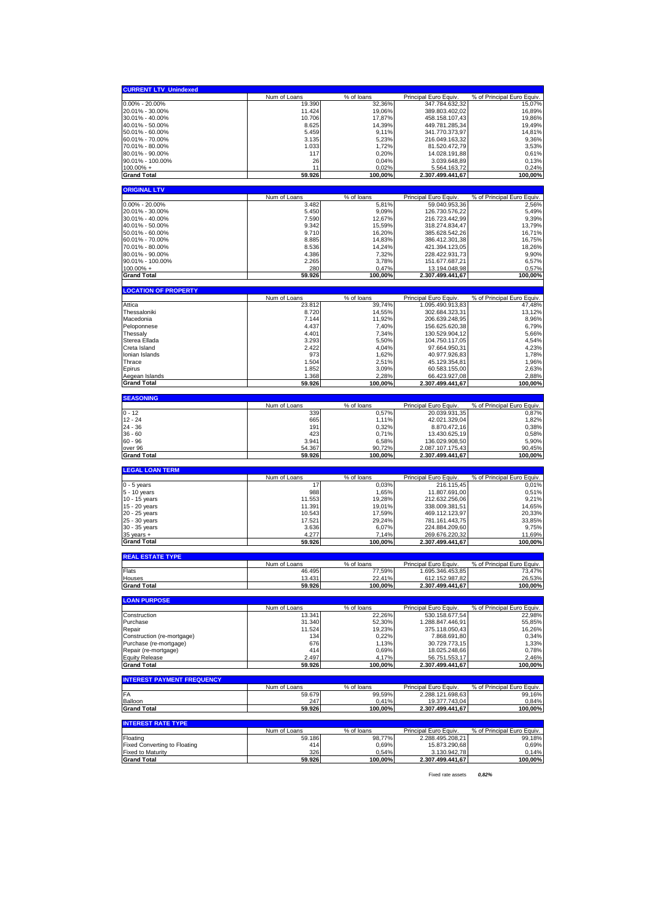| CURRENT LTV_Unindexed | Num of Loans | % of loans | Principal Euro Equiv. | % of Principal Euro Equiv. |
|---|---|---|---|---|
| 0.00% - 20.00% | 19.390 | 32,36% | 347.784.632,32 | 15,07% |
| 20.01% - 30.00% | 11.424 | 19,06% | 389.803.402,02 | 16,89% |
| 30.01% - 40.00% | 10.706 | 17,87% | 458.158.107,43 | 19,86% |
| 40.01% - 50.00% | 8.625 | 14,39% | 449.781.285,34 | 19,49% |
| 50.01% - 60.00% | 5.459 | 9,11% | 341.770.373,97 | 14,81% |
| 60.01% - 70.00% | 3.135 | 5,23% | 216.049.163,32 | 9,36% |
| 70.01% - 80.00% | 1.033 | 1,72% | 81.520.472,79 | 3,53% |
| 80.01% - 90.00% | 117 | 0,20% | 14.028.191,88 | 0,61% |
| 90.01% - 100.00% | 26 | 0,04% | 3.039.648,89 | 0,13% |
| 100.00% + | 11 | 0,02% | 5.564.163,72 | 0,24% |
| **Grand Total** | **59.926** | **100,00%** | **2.307.499.441,67** | **100,00%** |

| ORIGINAL LTV | Num of Loans | % of loans | Principal Euro Equiv. | % of Principal Euro Equiv. |
|---|---|---|---|---|
| 0.00% - 20.00% | 3.482 | 5,81% | 59.040.953,36 | 2,56% |
| 20.01% - 30.00% | 5.450 | 9,09% | 126.730.576,22 | 5,49% |
| 30.01% - 40.00% | 7.590 | 12,67% | 216.723.442,99 | 9,39% |
| 40.01% - 50.00% | 9.342 | 15,59% | 318.274.834,47 | 13,79% |
| 50.01% - 60.00% | 9.710 | 16,20% | 385.628.542,26 | 16,71% |
| 60.01% - 70.00% | 8.885 | 14,83% | 386.412.301,38 | 16,75% |
| 70.01% - 80.00% | 8.536 | 14,24% | 421.394.123,05 | 18,26% |
| 80.01% - 90.00% | 4.386 | 7,32% | 228.422.931,73 | 9,90% |
| 90.01% - 100.00% | 2.265 | 3,78% | 151.677.687,21 | 6,57% |
| 100.00% + | 280 | 0,47% | 13.194.048,98 | 0,57% |
| **Grand Total** | **59.926** | **100,00%** | **2.307.499.441,67** | **100,00%** |

| LOCATION OF PROPERTY | Num of Loans | % of loans | Principal Euro Equiv. | % of Principal Euro Equiv. |
|---|---|---|---|---|
| Attica | 23.812 | 39,74% | 1.095.490.913,83 | 47,48% |
| Thessaloniki | 8.720 | 14,55% | 302.684.323,31 | 13,12% |
| Macedonia | 7.144 | 11,92% | 206.639.248,95 | 8,96% |
| Peloponnese | 4.437 | 7,40% | 156.625.620,38 | 6,79% |
| Thessaly | 4.401 | 7,34% | 130.529.904,12 | 5,66% |
| Sterea Ellada | 3.293 | 5,50% | 104.750.117,05 | 4,54% |
| Creta Island | 2.422 | 4,04% | 97.664.950,31 | 4,23% |
| Ionian Islands | 973 | 1,62% | 40.977.926,83 | 1,78% |
| Thrace | 1.504 | 2,51% | 45.129.354,81 | 1,96% |
| Epirus | 1.852 | 3,09% | 60.583.155,00 | 2,63% |
| Aegean Islands | 1.368 | 2,28% | 66.423.927,08 | 2,88% |
| **Grand Total** | **59.926** | **100,00%** | **2.307.499.441,67** | **100,00%** |

| SEASONING | Num of Loans | % of loans | Principal Euro Equiv. | % of Principal Euro Equiv. |
|---|---|---|---|---|
| 0 - 12 | 339 | 0,57% | 20.039.931,35 | 0,87% |
| 12 - 24 | 665 | 1,11% | 42.021.329,04 | 1,82% |
| 24 - 36 | 191 | 0,32% | 8.870.472,16 | 0,38% |
| 36 - 60 | 423 | 0,71% | 13.430.625,19 | 0,58% |
| 60 - 96 | 3.941 | 6,58% | 136.029.908,50 | 5,90% |
| over 96 | 54.367 | 90,72% | 2.087.107.175,43 | 90,45% |
| **Grand Total** | **59.926** | **100,00%** | **2.307.499.441,67** | **100,00%** |

| LEGAL LOAN TERM | Num of Loans | % of loans | Principal Euro Equiv. | % of Principal Euro Equiv. |
|---|---|---|---|---|
| 0 - 5 years | 17 | 0,03% | 216.115,45 | 0,01% |
| 5 - 10 years | 988 | 1,65% | 11.807.691,00 | 0,51% |
| 10 - 15 years | 11.553 | 19,28% | 212.632.256,06 | 9,21% |
| 15 - 20 years | 11.391 | 19,01% | 338.009.381,51 | 14,65% |
| 20 - 25 years | 10.543 | 17,59% | 469.112.123,97 | 20,33% |
| 25 - 30 years | 17.521 | 29,24% | 781.161.443,75 | 33,85% |
| 30 - 35 years | 3.636 | 6,07% | 224.884.209,60 | 9,75% |
| 35 years + | 4.277 | 7,14% | 269.676.220,32 | 11,69% |
| **Grand Total** | **59.926** | **100,00%** | **2.307.499.441,67** | **100,00%** |

| REAL ESTATE TYPE | Num of Loans | % of loans | Principal Euro Equiv. | % of Principal Euro Equiv. |
|---|---|---|---|---|
| Flats | 46.495 | 77,59% | 1.695.346.453,85 | 73,47% |
| Houses | 13.431 | 22,41% | 612.152.987,82 | 26,53% |
| **Grand Total** | **59.926** | **100,00%** | **2.307.499.441,67** | **100,00%** |

| LOAN PURPOSE | Num of Loans | % of loans | Principal Euro Equiv. | % of Principal Euro Equiv. |
|---|---|---|---|---|
| Construction | 13.341 | 22,26% | 530.158.677,54 | 22,98% |
| Purchase | 31.340 | 52,30% | 1.288.847.446,91 | 55,85% |
| Repair | 11.524 | 19,23% | 375.118.050,43 | 16,26% |
| Construction (re-mortgage) | 134 | 0,22% | 7.868.691,80 | 0,34% |
| Purchase (re-mortgage) | 676 | 1,13% | 30.729.773,15 | 1,33% |
| Repair (re-mortgage) | 414 | 0,69% | 18.025.248,66 | 0,78% |
| Equity Release | 2.497 | 4,17% | 56.751.553,17 | 2,46% |
| **Grand Total** | **59.926** | **100,00%** | **2.307.499.441,67** | **100,00%** |

| INTEREST PAYMENT FREQUENCY | Num of Loans | % of loans | Principal Euro Equiv. | % of Principal Euro Equiv. |
|---|---|---|---|---|
| FA | 59.679 | 99,59% | 2.288.121.698,63 | 99,16% |
| Balloon | 247 | 0,41% | 19.377.743,04 | 0,84% |
| **Grand Total** | **59.926** | **100,00%** | **2.307.499.441,67** | **100,00%** |

| INTEREST RATE TYPE | Num of Loans | % of loans | Principal Euro Equiv. | % of Principal Euro Equiv. |
|---|---|---|---|---|
| Floating | 59.186 | 98,77% | 2.288.495.208,21 | 99,18% |
| Fixed Converting to Floating | 414 | 0,69% | 15.873.290,68 | 0,69% |
| Fixed to Maturity | 326 | 0,54% | 3.130.942,78 | 0,14% |
| **Grand Total** | **59.926** | **100,00%** | **2.307.499.441,67** | **100,00%** |

Fixed rate assets ***0,82%***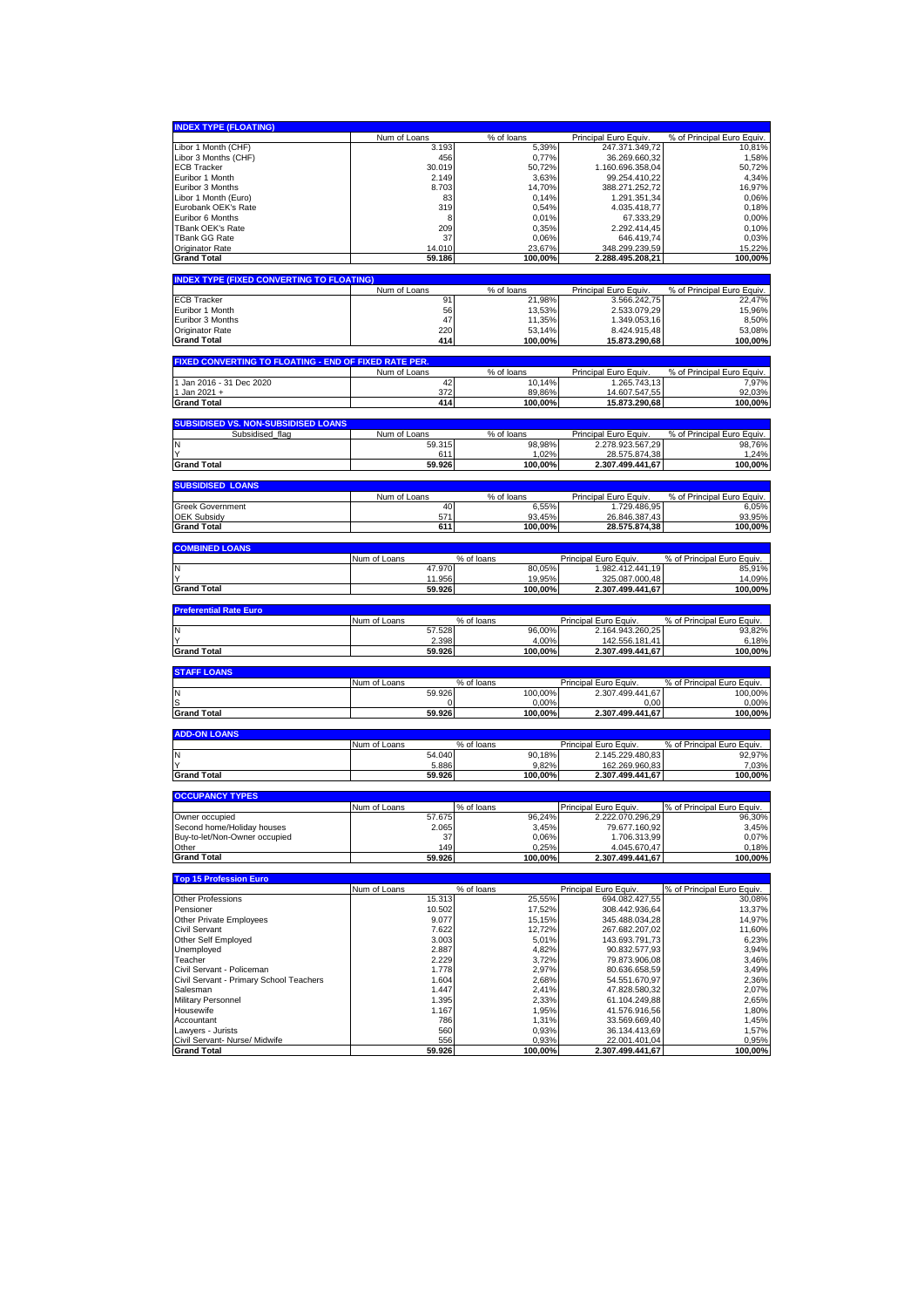| INDEX TYPE (FLOATING) | Num of Loans | % of loans | Principal Euro Equiv. | % of Principal Euro Equiv. |
|---|---|---|---|---|
| Libor 1 Month (CHF) | 3.193 | 5,39% | 247.371.349,72 | 10,81% |
| Libor 3 Months (CHF) | 456 | 0,77% | 36.269.660,32 | 1,58% |
| ECB Tracker | 30.019 | 50,72% | 1.160.696.358,04 | 50,72% |
| Euribor 1 Month | 2.149 | 3,63% | 99.254.410,22 | 4,34% |
| Euribor 3 Months | 8.703 | 14,70% | 388.271.252,72 | 16,97% |
| Libor 1 Month (Euro) | 83 | 0,14% | 1.291.351,34 | 0,06% |
| Eurobank OEK's Rate | 319 | 0,54% | 4.035.418,77 | 0,18% |
| Euribor 6 Months | 8 | 0,01% | 67.333,29 | 0,00% |
| TBank OEK's Rate | 209 | 0,35% | 2.292.414,45 | 0,10% |
| TBank GG Rate | 37 | 0,06% | 646.419,74 | 0,03% |
| Originator Rate | 14.010 | 23,67% | 348.299.239,59 | 15,22% |
| **Grand Total** | **59.186** | **100,00%** | **2.288.495.208,21** | **100,00%** |

| INDEX TYPE (FIXED CONVERTING TO FLOATING) | Num of Loans | % of loans | Principal Euro Equiv. | % of Principal Euro Equiv. |
|---|---|---|---|---|
| ECB Tracker | 91 | 21,98% | 3.566.242,75 | 22,47% |
| Euribor 1 Month | 56 | 13,53% | 2.533.079,29 | 15,96% |
| Euribor 3 Months | 47 | 11,35% | 1.349.053,16 | 8,50% |
| Originator Rate | 220 | 53,14% | 8.424.915,48 | 53,08% |
| **Grand Total** | **414** | **100,00%** | **15.873.290,68** | **100,00%** |

| FIXED CONVERTING TO FLOATING - END OF FIXED RATE PER. | Num of Loans | % of loans | Principal Euro Equiv. | % of Principal Euro Equiv. |
|---|---|---|---|---|
| 1 Jan 2016 - 31 Dec 2020 | 42 | 10,14% | 1.265.743,13 | 7,97% |
| 1 Jan 2021 + | 372 | 89,86% | 14.607.547,55 | 92,03% |
| **Grand Total** | **414** | **100,00%** | **15.873.290,68** | **100,00%** |

| SUBSIDISED VS. NON-SUBSIDISED LOANS | | | | |
|---|---|---|---|---|
| Subsidised_flag | Num of Loans | % of loans | Principal Euro Equiv. | % of Principal Euro Equiv. |
| N | 59.315 | 98,98% | 2.278.923.567,29 | 98,76% |
| Y | 611 | 1,02% | 28.575.874,38 | 1,24% |
| **Grand Total** | **59.926** | **100,00%** | **2.307.499.441,67** | **100,00%** |

| SUBSIDISED LOANS | Num of Loans | % of loans | Principal Euro Equiv. | % of Principal Euro Equiv. |
|---|---|---|---|---|
| Greek Government | 40 | 6,55% | 1.729.486,95 | 6,05% |
| OEK Subsidy | 571 | 93,45% | 26.846.387,43 | 93,95% |
| **Grand Total** | **611** | **100,00%** | **28.575.874,38** | **100,00%** |

| COMBINED LOANS | Num of Loans | % of loans | Principal Euro Equiv. | % of Principal Euro Equiv. |
|---|---|---|---|---|
| N | 47.970 | 80,05% | 1.982.412.441,19 | 85,91% |
| Y | 11.956 | 19,95% | 325.087.000,48 | 14,09% |
| **Grand Total** | **59.926** | **100,00%** | **2.307.499.441,67** | **100,00%** |

| Preferential Rate Euro | Num of Loans | % of loans | Principal Euro Equiv. | % of Principal Euro Equiv. |
|---|---|---|---|---|
| N | 57.528 | 96,00% | 2.164.943.260,25 | 93,82% |
| Y | 2.398 | 4,00% | 142.556.181,41 | 6,18% |
| **Grand Total** | **59.926** | **100,00%** | **2.307.499.441,67** | **100,00%** |

| STAFF LOANS | Num of Loans | % of loans | Principal Euro Equiv. | % of Principal Euro Equiv. |
|---|---|---|---|---|
| N | 59.926 | 100,00% | 2.307.499.441,67 | 100,00% |
| S | 0 | 0,00% | 0,00 | 0,00% |
| **Grand Total** | **59.926** | **100,00%** | **2.307.499.441,67** | **100,00%** |

| ADD-ON LOANS | Num of Loans | % of loans | Principal Euro Equiv. | % of Principal Euro Equiv. |
|---|---|---|---|---|
| N | 54.040 | 90,18% | 2.145.229.480,83 | 92,97% |
| Y | 5.886 | 9,82% | 162.269.960,83 | 7,03% |
| **Grand Total** | **59.926** | **100,00%** | **2.307.499.441,67** | **100,00%** |

| OCCUPANCY TYPES | Num of Loans | % of loans | Principal Euro Equiv. | % of Principal Euro Equiv. |
|---|---|---|---|---|
| Owner occupied | 57.675 | 96,24% | 2.222.070.296,29 | 96,30% |
| Second home/Holiday houses | 2.065 | 3,45% | 79.677.160,92 | 3,45% |
| Buy-to-let/Non-Owner occupied | 37 | 0,06% | 1.706.313,99 | 0,07% |
| Other | 149 | 0,25% | 4.045.670,47 | 0,18% |
| **Grand Total** | **59.926** | **100,00%** | **2.307.499.441,67** | **100,00%** |

| Top 15 Profession Euro | Num of Loans | % of loans | Principal Euro Equiv. | % of Principal Euro Equiv. |
|---|---|---|---|---|
| Other Professions | 15.313 | 25,55% | 694.082.427,55 | 30,08% |
| Pensioner | 10.502 | 17,52% | 308.442.936,64 | 13,37% |
| Other Private Employees | 9.077 | 15,15% | 345.488.034,28 | 14,97% |
| Civil Servant | 7.622 | 12,72% | 267.682.207,02 | 11,60% |
| Other Self Employed | 3.003 | 5,01% | 143.693.791,73 | 6,23% |
| Unemployed | 2.887 | 4,82% | 90.832.577,93 | 3,94% |
| Teacher | 2.229 | 3,72% | 79.873.906,08 | 3,46% |
| Civil Servant - Policeman | 1.778 | 2,97% | 80.636.658,59 | 3,49% |
| Civil Servant - Primary School Teachers | 1.604 | 2,68% | 54.551.670,97 | 2,36% |
| Salesman | 1.447 | 2,41% | 47.828.580,32 | 2,07% |
| Military Personnel | 1.395 | 2,33% | 61.104.249,88 | 2,65% |
| Housewife | 1.167 | 1,95% | 41.576.916,56 | 1,80% |
| Accountant | 786 | 1,31% | 33.569.669,40 | 1,45% |
| Lawyers - Jurists | 560 | 0,93% | 36.134.413,69 | 1,57% |
| Civil Servant- Nurse/ Midwife | 556 | 0,93% | 22.001.401,04 | 0,95% |
| **Grand Total** | **59.926** | **100,00%** | **2.307.499.441,67** | **100,00%** |